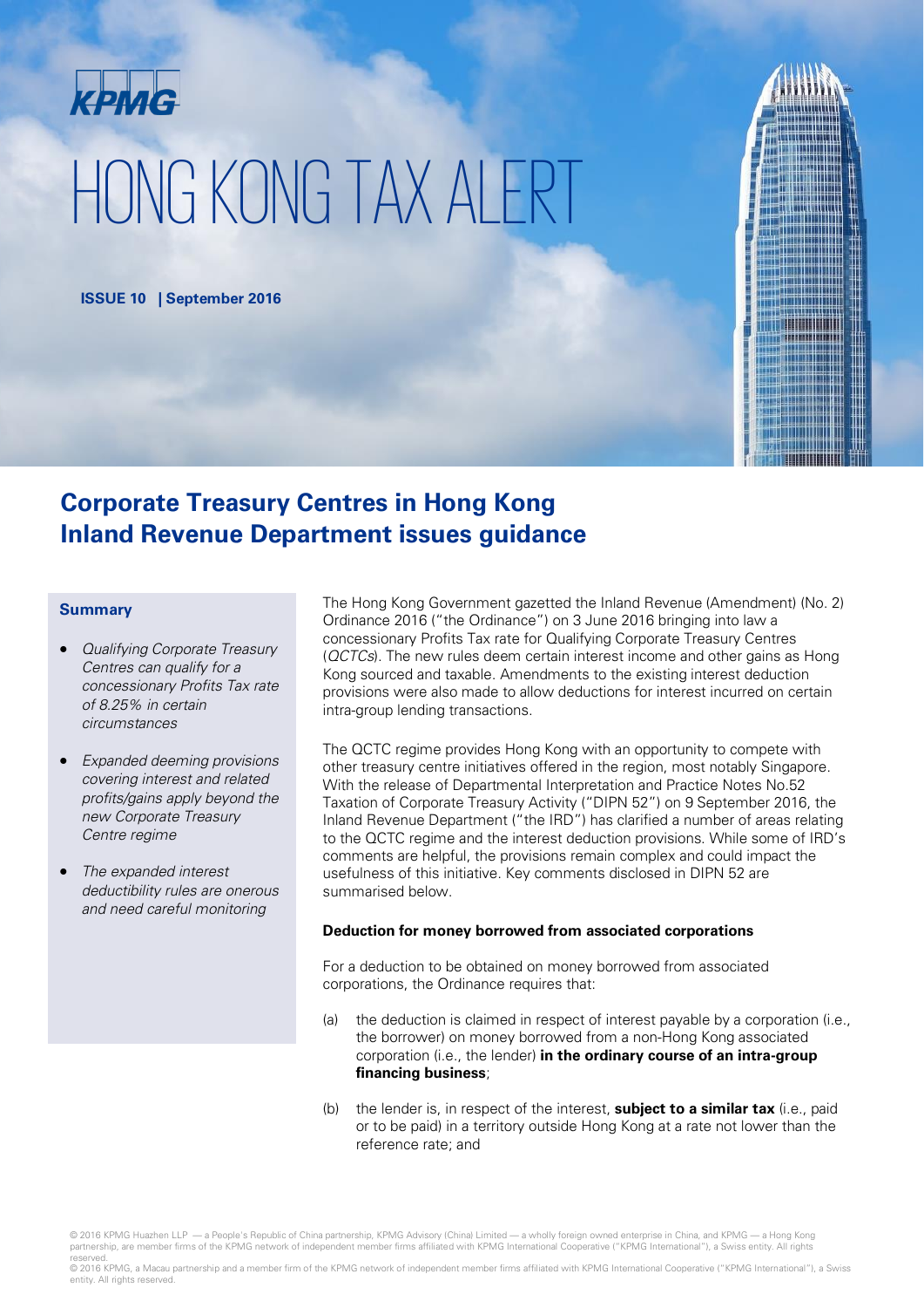KPMG

# HONG KONG TAX ALERT

**ISSUE 10 | September 2016**

## Corporate Treasury Centres in Hong Kong Inland Revenue Department issues guidance

**Summary**

- *Qualifying Corporate Treasury Centres can qualify for a concessionary Profits Tax rate of 8.25% in certain circumstances*
- *Expanded deeming provisions covering interest and related profits/gains apply beyond the new Corporate Treasury Centre regime*
- *The expanded interest deductibility rules are onerous and need careful monitoring*

The Hong Kong Government gazetted the Inland Revenue (Amendment) (No. 2) Ordinance 2016 ("the Ordinance") on 3 June 2016 bringing into law a concessionary Profits Tax rate for Qualifying Corporate Treasury Centres (*QCTCs*). The new rules deem certain interest income and other gains as Hong Kong sourced and taxable. Amendments to the existing interest deduction provisions were also made to allow deductions for interest incurred on certain intra-group lending transactions.

The QCTC regime provides Hong Kong with an opportunity to compete with other treasury centre initiatives offered in the region, most notably Singapore. With the release of Departmental Interpretation and Practice Notes No.52 Taxation of Corporate Treasury Activity ("DIPN 52") on 9 September 2016, the Inland Revenue Department ("the IRD") has clarified a number of areas relating to the QCTC regime and the interest deduction provisions. While some of IRD's comments are helpful, the provisions remain complex and could impact the usefulness of this initiative. Key comments disclosed in DIPN 52 are summarised below.

**Deduction for money borrowed from associated corporations**

For a deduction to be obtained on money borrowed from associated corporations, the Ordinance requires that:

(a) the deduction is claimed in respect of interest payable by a corporation (i.e., the borrower) on money borrowed from a non-Hong Kong associated corporation (i.e., the lender) **in the ordinary course of an intra-group financing business**;

(b) the lender is, in respect of the interest, **subject to a similar tax** (i.e., paid or to be paid) in a territory outside Hong Kong at a rate not lower than the reference rate; and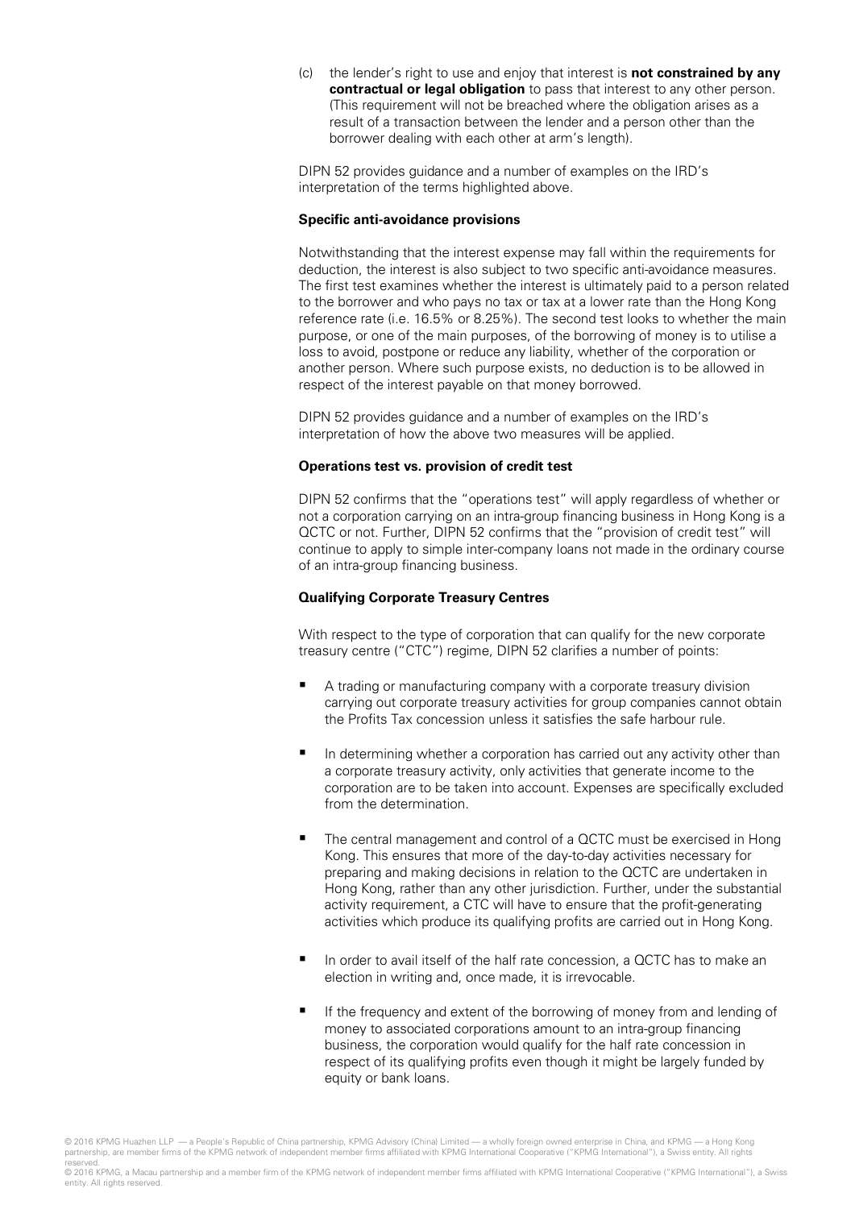(c) the lender's right to use and enjoy that interest is **not constrained by any contractual or legal obligation** to pass that interest to any other person. (This requirement will not be breached where the obligation arises as a result of a transaction between the lender and a person other than the borrower dealing with each other at arm's length).

DIPN 52 provides guidance and a number of examples on the IRD's interpretation of the terms highlighted above.

**Specific anti-avoidance provisions**

Notwithstanding that the interest expense may fall within the requirements for deduction, the interest is also subject to two specific anti-avoidance measures. The first test examines whether the interest is ultimately paid to a person related to the borrower and who pays no tax or tax at a lower rate than the Hong Kong reference rate (i.e. 16.5% or 8.25%). The second test looks to whether the main purpose, or one of the main purposes, of the borrowing of money is to utilise a loss to avoid, postpone or reduce any liability, whether of the corporation or another person. Where such purpose exists, no deduction is to be allowed in respect of the interest payable on that money borrowed.

DIPN 52 provides guidance and a number of examples on the IRD's interpretation of how the above two measures will be applied.

**Operations test vs. provision of credit test**

DIPN 52 confirms that the "operations test" will apply regardless of whether or not a corporation carrying on an intra-group financing business in Hong Kong is a QCTC or not. Further, DIPN 52 confirms that the "provision of credit test" will continue to apply to simple inter-company loans not made in the ordinary course of an intra-group financing business.

**Qualifying Corporate Treasury Centres**

With respect to the type of corporation that can qualify for the new corporate treasury centre ("CTC") regime, DIPN 52 clarifies a number of points:

- A trading or manufacturing company with a corporate treasury division carrying out corporate treasury activities for group companies cannot obtain the Profits Tax concession unless it satisfies the safe harbour rule.
- In determining whether a corporation has carried out any activity other than a corporate treasury activity, only activities that generate income to the corporation are to be taken into account. Expenses are specifically excluded from the determination.
- The central management and control of a QCTC must be exercised in Hong Kong. This ensures that more of the day-to-day activities necessary for preparing and making decisions in relation to the QCTC are undertaken in Hong Kong, rather than any other jurisdiction. Further, under the substantial activity requirement, a CTC will have to ensure that the profit-generating activities which produce its qualifying profits are carried out in Hong Kong.
- In order to avail itself of the half rate concession, a QCTC has to make an election in writing and, once made, it is irrevocable.
- If the frequency and extent of the borrowing of money from and lending of money to associated corporations amount to an intra-group financing business, the corporation would qualify for the half rate concession in respect of its qualifying profits even though it might be largely funded by equity or bank loans.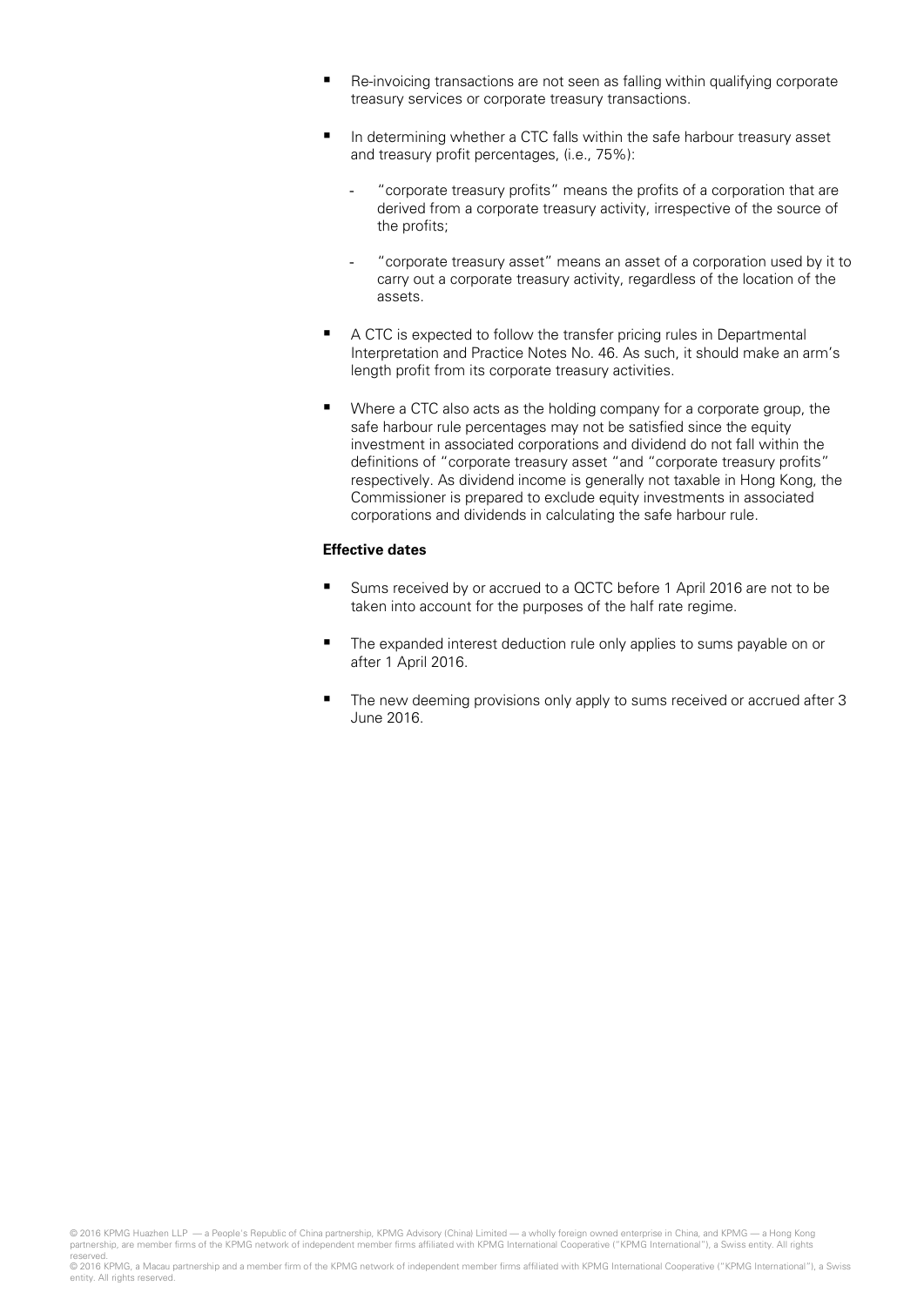- Re-invoicing transactions are not seen as falling within qualifying corporate treasury services or corporate treasury transactions.

- In determining whether a CTC falls within the safe harbour treasury asset and treasury profit percentages, (i.e., 75%):

  - "corporate treasury profits" means the profits of a corporation that are derived from a corporate treasury activity, irrespective of the source of the profits;

  - "corporate treasury asset" means an asset of a corporation used by it to carry out a corporate treasury activity, regardless of the location of the assets.

- A CTC is expected to follow the transfer pricing rules in Departmental Interpretation and Practice Notes No. 46. As such, it should make an arm's length profit from its corporate treasury activities.

- Where a CTC also acts as the holding company for a corporate group, the safe harbour rule percentages may not be satisfied since the equity investment in associated corporations and dividend do not fall within the definitions of "corporate treasury asset "and "corporate treasury profits" respectively. As dividend income is generally not taxable in Hong Kong, the Commissioner is prepared to exclude equity investments in associated corporations and dividends in calculating the safe harbour rule.

**Effective dates**

- Sums received by or accrued to a QCTC before 1 April 2016 are not to be taken into account for the purposes of the half rate regime.

- The expanded interest deduction rule only applies to sums payable on or after 1 April 2016.

- The new deeming provisions only apply to sums received or accrued after 3 June 2016.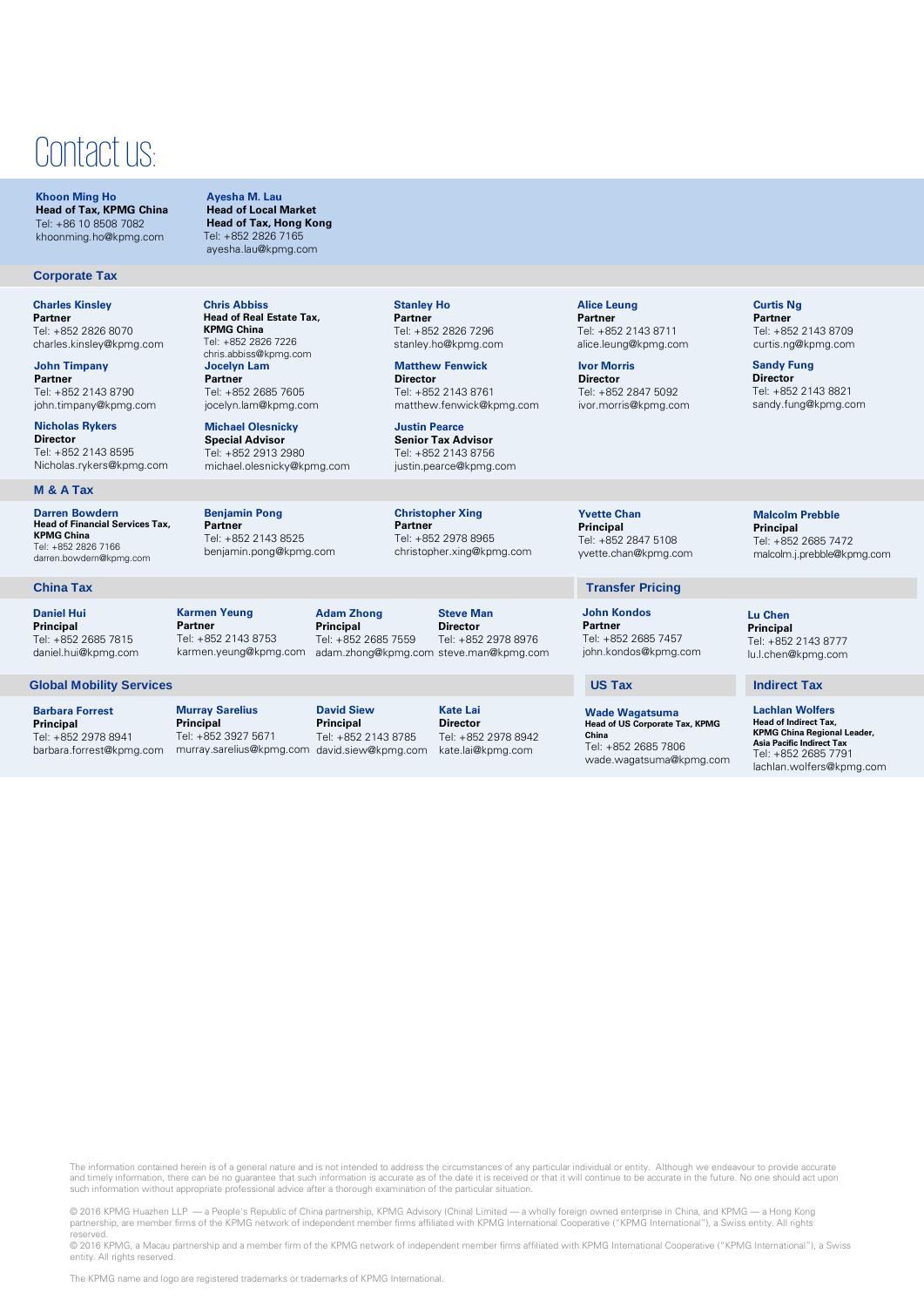# Contact us:

**Khoon Ming Ho**
**Head of Tax, KPMG China**
Tel: +86 10 8508 7082
khoonming.ho@kpmg.com

**Ayesha M. Lau**
**Head of Local Market**
**Head of Tax, Hong Kong**
Tel: +852 2826 7165
ayesha.lau@kpmg.com

## Corporate Tax

**Charles Kinsley**
**Partner**
Tel: +852 2826 8070
charles.kinsley@kpmg.com

**John Timpany**
**Partner**
Tel: +852 2143 8790
john.timpany@kpmg.com

**Nicholas Rykers**
**Director**
Tel: +852 2143 8595
Nicholas.rykers@kpmg.com

**Chris Abbiss**
**Head of Real Estate Tax, KPMG China**
Tel: +852 2826 7226
chris.abbiss@kpmg.com

**Jocelyn Lam**
**Partner**
Tel: +852 2685 7605
jocelyn.lam@kpmg.com

**Michael Olesnicky**
**Special Advisor**
Tel: +852 2913 2980
michael.olesnicky@kpmg.com

**Stanley Ho**
**Partner**
Tel: +852 2826 7296
stanley.ho@kpmg.com

**Matthew Fenwick**
**Director**
Tel: +852 2143 8761
matthew.fenwick@kpmg.com

**Justin Pearce**
**Senior Tax Advisor**
Tel: +852 2143 8756
justin.pearce@kpmg.com

**Alice Leung**
**Partner**
Tel: +852 2143 8711
alice.leung@kpmg.com

**Ivor Morris**
**Director**
Tel: +852 2847 5092
ivor.morris@kpmg.com

**Curtis Ng**
**Partner**
Tel: +852 2143 8709
curtis.ng@kpmg.com

**Sandy Fung**
**Director**
Tel: +852 2143 8821
sandy.fung@kpmg.com

## M & A Tax

**Darren Bowdern**
**Head of Financial Services Tax, KPMG China**
Tel: +852 2826 7166
darren.bowdern@kpmg.com

**Benjamin Pong**
**Partner**
Tel: +852 2143 8525
benjamin.pong@kpmg.com

**Christopher Xing**
**Partner**
Tel: +852 2978 8965
christopher.xing@kpmg.com

**Yvette Chan**
**Principal**
Tel: +852 2847 5108
yvette.chan@kpmg.com

**Malcolm Prebble**
**Principal**
Tel: +852 2685 7472
malcolm.j.prebble@kpmg.com

## China Tax

**Daniel Hui**
**Principal**
Tel: +852 2685 7815
daniel.hui@kpmg.com

**Karmen Yeung**
**Partner**
Tel: +852 2143 8753
karmen.yeung@kpmg.com

**Adam Zhong**
**Principal**
Tel: +852 2685 7559
adam.zhong@kpmg.com

**Steve Man**
**Director**
Tel: +852 2978 8976
steve.man@kpmg.com

## Transfer Pricing

**John Kondos**
**Partner**
Tel: +852 2685 7457
john.kondos@kpmg.com

**Lu Chen**
**Principal**
Tel: +852 2143 8777
lu.l.chen@kpmg.com

## Global Mobility Services

**Barbara Forrest**
**Principal**
Tel: +852 2978 8941
barbara.forrest@kpmg.com

**Murray Sarelius**
**Principal**
Tel: +852 3927 5671
murray.sarelius@kpmg.com

**David Siew**
**Principal**
Tel: +852 2143 8785
david.siew@kpmg.com

**Kate Lai**
**Director**
Tel: +852 2978 8942
kate.lai@kpmg.com

## US Tax

**Wade Wagatsuma**
**Head of US Corporate Tax, KPMG China**
Tel: +852 2685 7806
wade.wagatsuma@kpmg.com

## Indirect Tax

**Lachlan Wolfers**
**Head of Indirect Tax, KPMG China Regional Leader, Asia Pacific Indirect Tax**
Tel: +852 2685 7791
lachlan.wolfers@kpmg.com

The information contained herein is of a general nature and is not intended to address the circumstances of any particular individual or entity. Although we endeavour to provide accurate and timely information, there can be no guarantee that such information is accurate as of the date it is received or that it will continue to be accurate in the future. No one should act upon such information without appropriate professional advice after a thorough examination of the particular situation.

© 2016 KPMG Huazhen LLP — a People's Republic of China partnership, KPMG Advisory (China) Limited — a wholly foreign owned enterprise in China, and KPMG — a Hong Kong partnership, are member firms of the KPMG network of independent member firms affiliated with KPMG International Cooperative ("KPMG International"), a Swiss entity. All rights reserved.
© 2016 KPMG, a Macau partnership and a member firm of the KPMG network of independent member firms affiliated with KPMG International Cooperative ("KPMG International"), a Swiss entity. All rights reserved.

The KPMG name and logo are registered trademarks or trademarks of KPMG International.